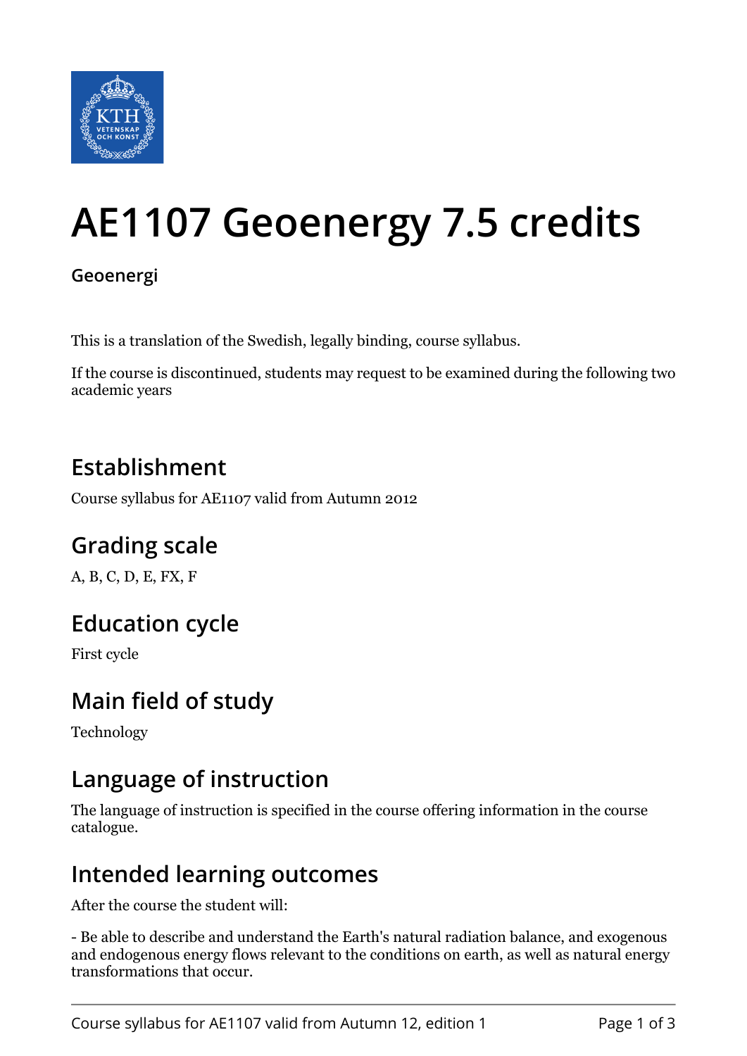# AE1107 Geoenergy 7.5 credits

**Geoenergi**

This is a translation of the Swedish, legally binding, course syllabus.

If the course is discontinued, students may request to be examined during the following two academic years

## Establishment

Course syllabus for AE1107 valid from Autumn 2012

## Grading scale

A, B, C, D, E, FX, F

## Education cycle

First cycle

## Main field of study

Technology

## Language of instruction

The language of instruction is specified in the course offering information in the course catalogue.

## Intended learning outcomes

After the course the student will:

- Be able to describe and understand the Earth's natural radiation balance, and exogenous and endogenous energy flows relevant to the conditions on earth, as well as natural energy transformations that occur.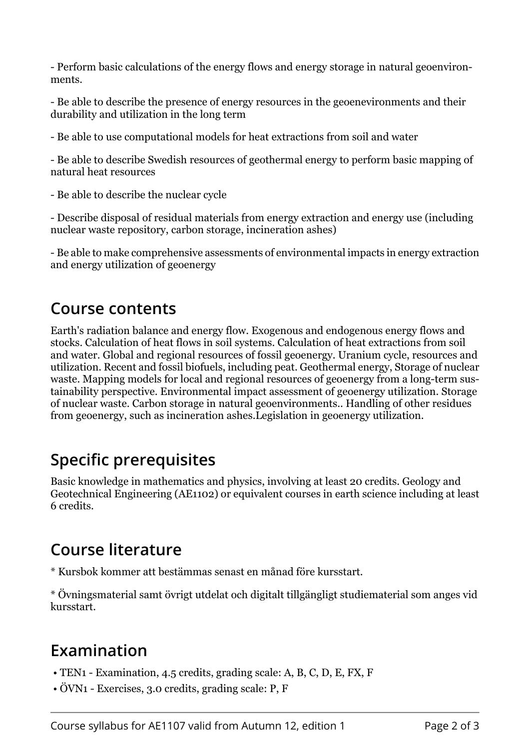- Perform basic calculations of the energy flows and energy storage in natural geoenvironments.

- Be able to describe the presence of energy resources in the geoenevironments and their durability and utilization in the long term

- Be able to use computational models for heat extractions from soil and water

- Be able to describe Swedish resources of geothermal energy to perform basic mapping of natural heat resources

- Be able to describe the nuclear cycle

- Describe disposal of residual materials from energy extraction and energy use (including nuclear waste repository, carbon storage, incineration ashes)

- Be able to make comprehensive assessments of environmental impacts in energy extraction and energy utilization of geoenergy

## Course contents

Earth's radiation balance and energy flow. Exogenous and endogenous energy flows and stocks. Calculation of heat flows in soil systems. Calculation of heat extractions from soil and water. Global and regional resources of fossil geoenergy. Uranium cycle, resources and utilization. Recent and fossil biofuels, including peat. Geothermal energy, Storage of nuclear waste. Mapping models for local and regional resources of geoenergy from a long-term sustainability perspective. Environmental impact assessment of geoenergy utilization. Storage of nuclear waste. Carbon storage in natural geoenvironments.. Handling of other residues from geoenergy, such as incineration ashes.Legislation in geoenergy utilization.

## Specific prerequisites

Basic knowledge in mathematics and physics, involving at least 20 credits. Geology and Geotechnical Engineering (AE1102) or equivalent courses in earth science including at least 6 credits.

## Course literature

* Kursbok kommer att bestämmas senast en månad före kursstart.

* Övningsmaterial samt övrigt utdelat och digitalt tillgängligt studiematerial som anges vid kursstart.

## Examination

- TEN1 - Examination, 4.5 credits, grading scale: A, B, C, D, E, FX, F
- ÖVN1 - Exercises, 3.0 credits, grading scale: P, F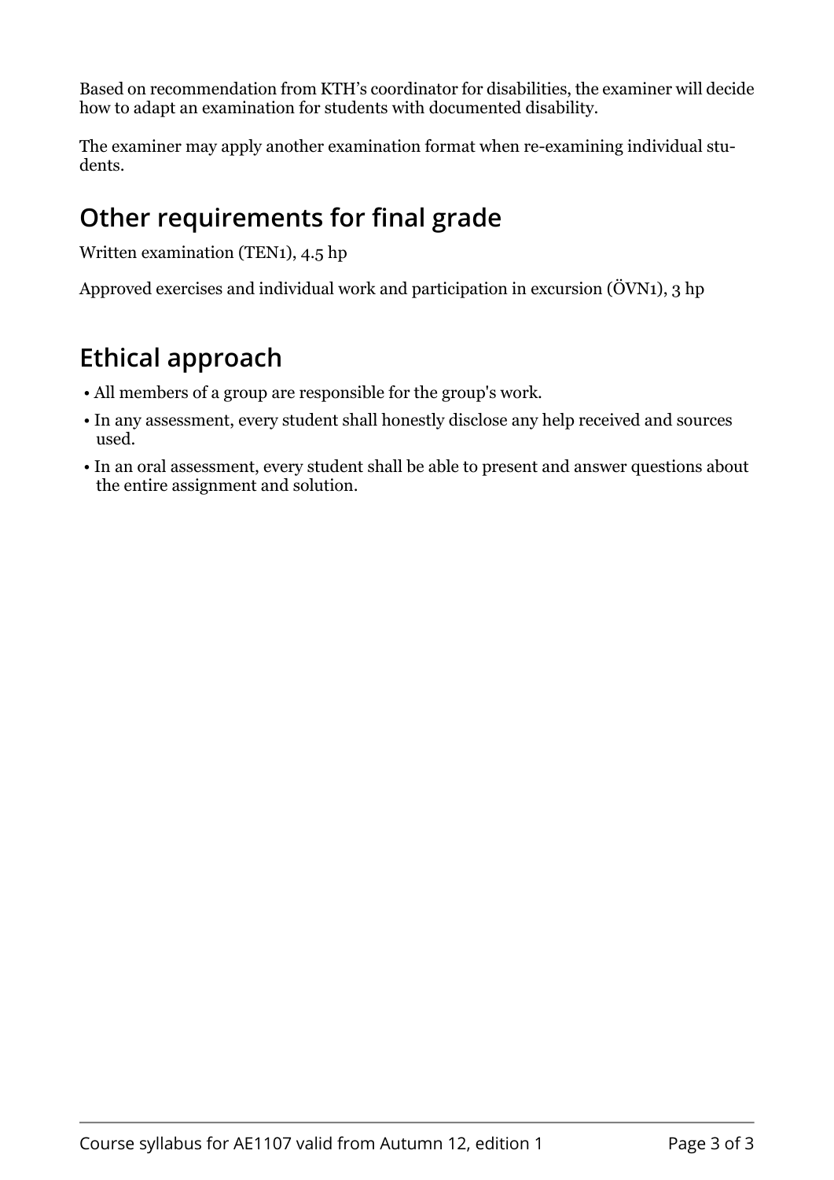Based on recommendation from KTH's coordinator for disabilities, the examiner will decide how to adapt an examination for students with documented disability.

The examiner may apply another examination format when re-examining individual students.

## Other requirements for final grade

Written examination (TEN1), 4.5 hp

Approved exercises and individual work and participation in excursion (ÖVN1), 3 hp

## Ethical approach

- All members of a group are responsible for the group's work.
- In any assessment, every student shall honestly disclose any help received and sources used.
- In an oral assessment, every student shall be able to present and answer questions about the entire assignment and solution.